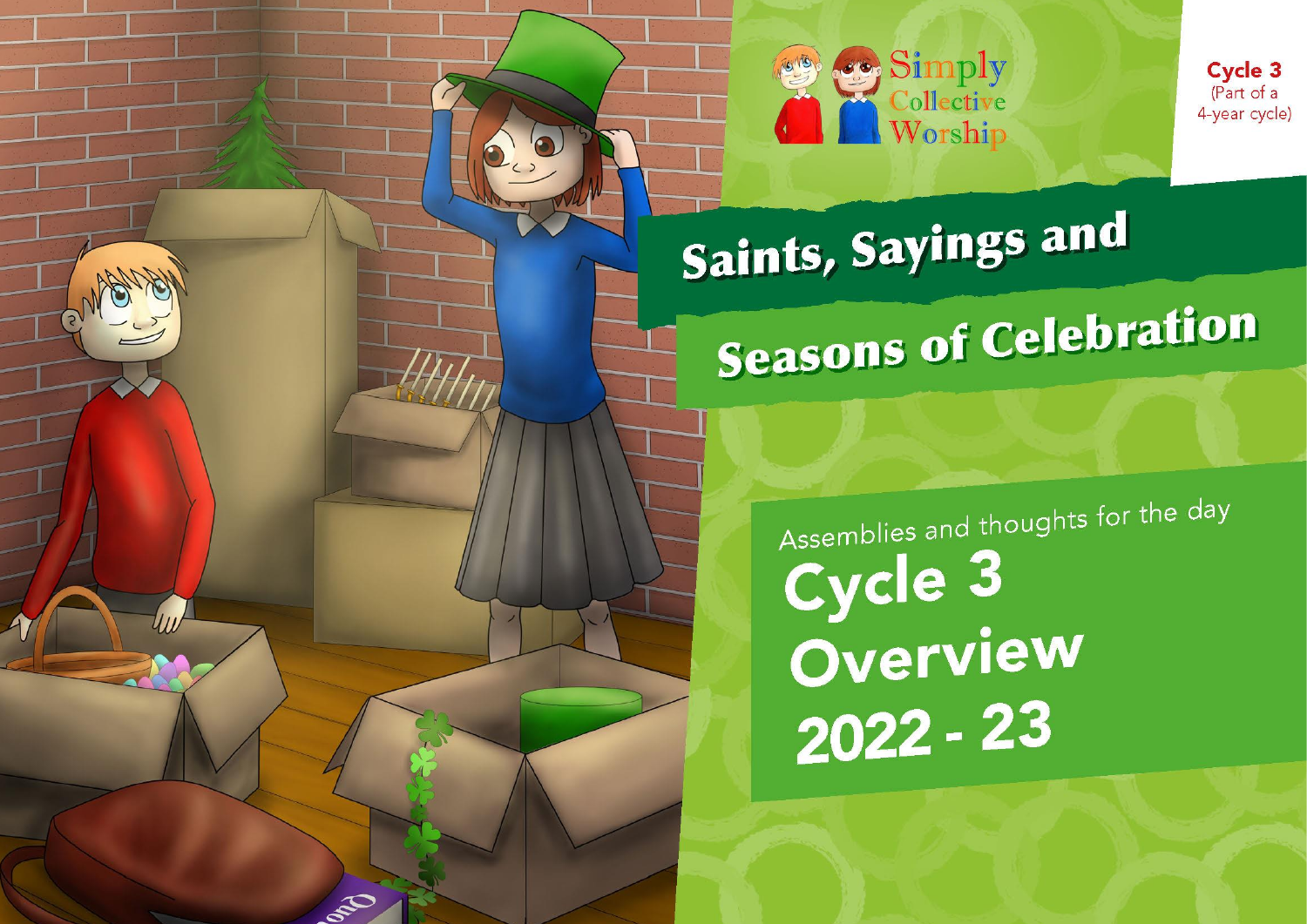Simply Collective Worship

**Cycle 3**
(Part of a 4-year cycle)

# Saints, Sayings and Seasons of Celebration

Assemblies and thoughts for the day

## Cycle 3 Overview 2022 - 23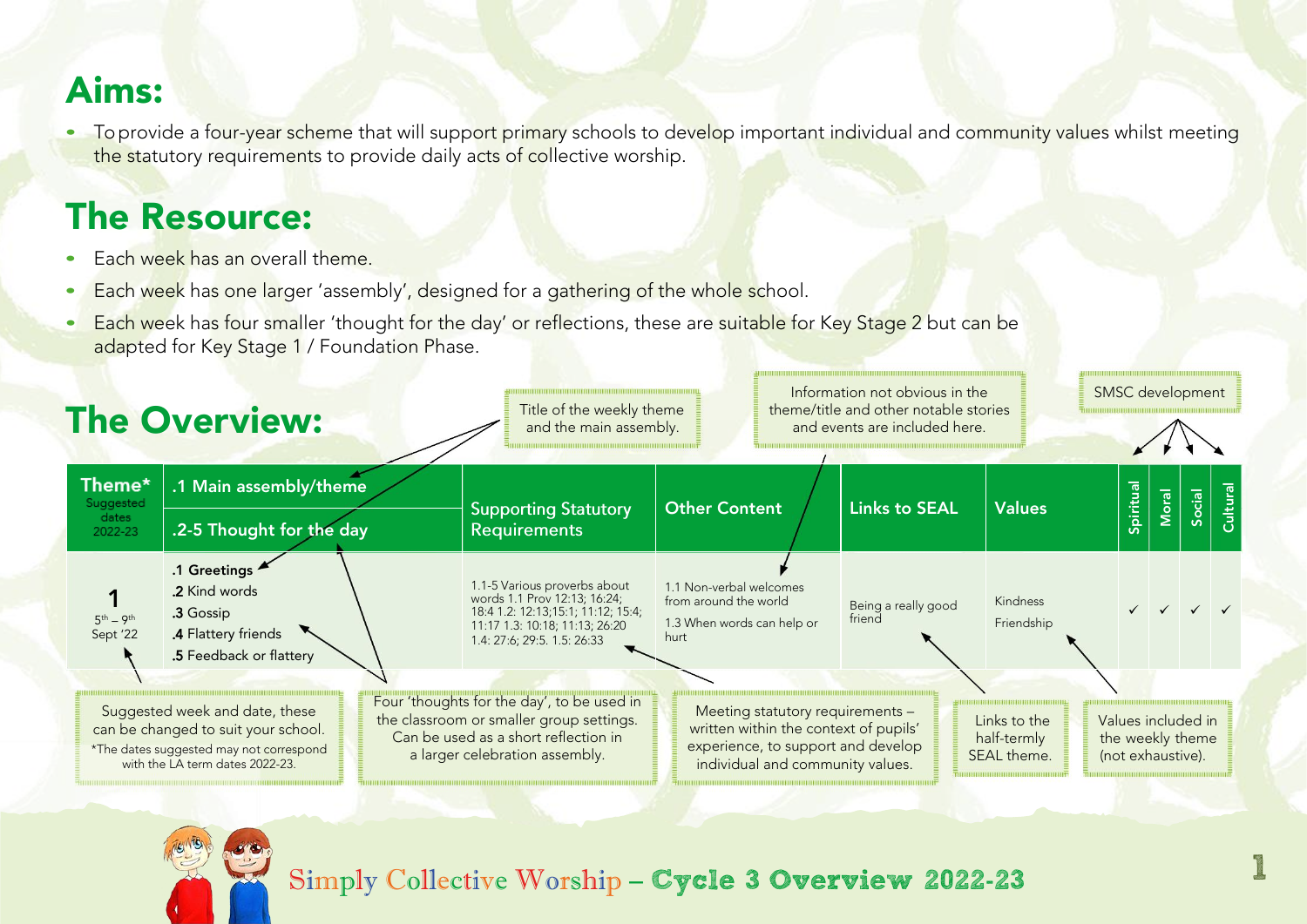# Aims:

- To provide a four-year scheme that will support primary schools to develop important individual and community values whilst meeting the statutory requirements to provide daily acts of collective worship.

# The Resource:

- Each week has an overall theme.
- Each week has one larger 'assembly', designed for a gathering of the whole school.
- Each week has four smaller 'thought for the day' or reflections, these are suitable for Key Stage 2 but can be adapted for Key Stage 1 / Foundation Phase.

# The Overview:

Title of the weekly theme and the main assembly.

Information not obvious in the theme/title and other notable stories and events are included here.

SMSC development

| Theme* Suggested dates 2022-23 | .1 Main assembly/theme / .2-5 Thought for the day | Supporting Statutory Requirements | Other Content | Links to SEAL | Values | Spiritual | Moral | Social | Cultural |
|---|---|---|---|---|---|---|---|---|---|
| **1** 5th – 9th Sept '22 | .1 Greetings<br>.2 Kind words<br>.3 Gossip<br>.4 Flattery friends<br>.5 Feedback or flattery | 1.1-5 Various proverbs about words 1.1 Prov 12:13; 16:24; 18:4 1.2: 12:13;15:1; 11:12; 15:4; 11:17 1.3: 10:18; 11:13; 26:20 1.4: 27:6; 29:5. 1.5: 26:33 | 1.1 Non-verbal welcomes from around the world<br>1.3 When words can help or hurt | Being a really good friend | Kindness<br>Friendship | ✓ | ✓ | ✓ | ✓ |

Suggested week and date, these can be changed to suit your school.
*The dates suggested may not correspond with the LA term dates 2022-23.

Four 'thoughts for the day', to be used in the classroom or smaller group settings. Can be used as a short reflection in a larger celebration assembly.

Meeting statutory requirements – written within the context of pupils' experience, to support and develop individual and community values.

Links to the half-termly SEAL theme.

Values included in the weekly theme (not exhaustive).

Simply Collective Worship – **Cycle 3 Overview 2022-23**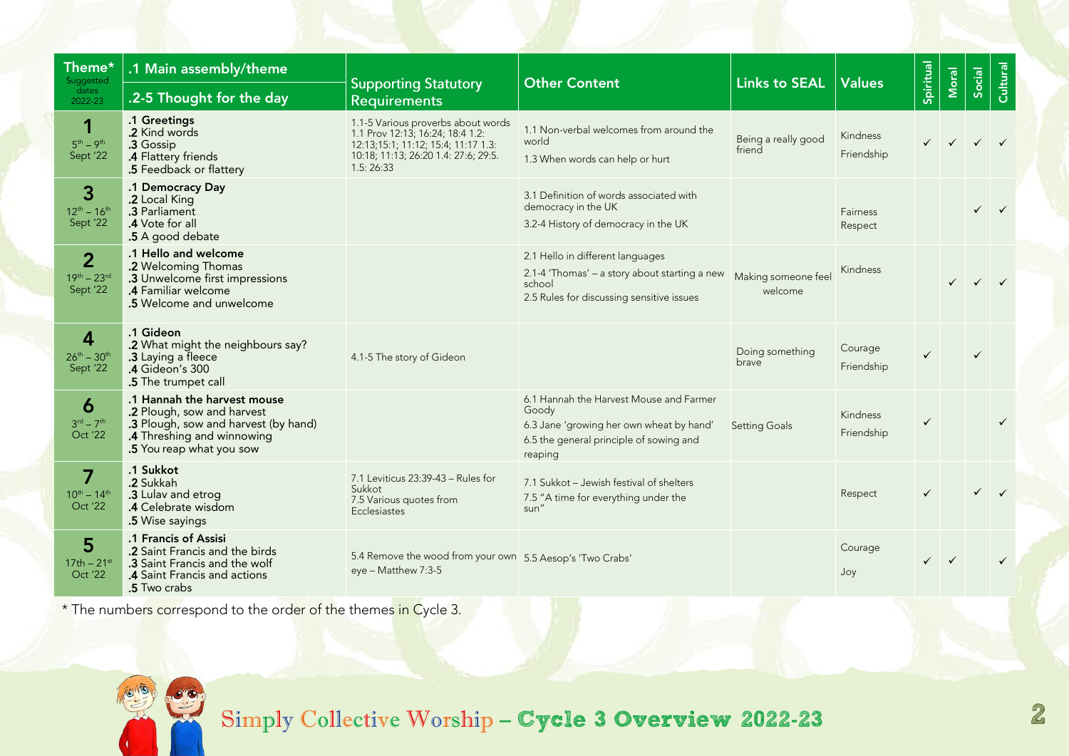| Theme* Suggested dates 2022-23 | .1 Main assembly/theme .2-5 Thought for the day | Supporting Statutory Requirements | Other Content | Links to SEAL | Values | Spiritual | Moral | Social | Cultural |
|---|---|---|---|---|---|---|---|---|---|
| **1** 5th – 9th Sept '22 | **.1 Greetings**<br>.2 Kind words<br>.3 Gossip<br>.4 Flattery friends<br>.5 Feedback or flattery | 1.1-5 Various proverbs about words 1.1 Prov 12:13; 16:24; 18:4 1.2: 12:13;15:1; 11:12; 15:4; 11:17 1.3: 10:18; 11:13; 26:20 1.4: 27:6; 29:5. 1.5: 26:33 | 1.1 Non-verbal welcomes from around the world<br>1.3 When words can help or hurt | Being a really good friend | Kindness<br>Friendship | ✓ | ✓ | ✓ | ✓ |
| **3** 12th – 16th Sept '22 | **.1 Democracy Day**<br>.2 Local King<br>.3 Parliament<br>.4 Vote for all<br>.5 A good debate | | 3.1 Definition of words associated with democracy in the UK<br>3.2-4 History of democracy in the UK | | Fairness<br>Respect | | | ✓ | ✓ |
| **2** 19th – 23rd Sept '22 | **.1 Hello and welcome**<br>.2 Welcoming Thomas<br>.3 Unwelcome first impressions<br>.4 Familiar welcome<br>.5 Welcome and unwelcome | | 2.1 Hello in different languages<br>2.1-4 'Thomas' – a story about starting a new school<br>2.5 Rules for discussing sensitive issues | Making someone feel welcome | Kindness | | ✓ | ✓ | ✓ |
| **4** 26th – 30th Sept '22 | **.1 Gideon**<br>.2 What might the neighbours say?<br>.3 Laying a fleece<br>.4 Gideon's 300<br>.5 The trumpet call | 4.1-5 The story of Gideon | | Doing something brave | Courage<br>Friendship | ✓ | | ✓ | |
| **6** 3rd – 7th Oct '22 | **.1 Hannah the harvest mouse**<br>.2 Plough, sow and harvest<br>.3 Plough, sow and harvest (by hand)<br>.4 Threshing and winnowing<br>.5 You reap what you sow | | 6.1 Hannah the Harvest Mouse and Farmer Goody<br>6.3 Jane 'growing her own wheat by hand'<br>6.5 the general principle of sowing and reaping | Setting Goals | Kindness<br>Friendship | ✓ | | | ✓ |
| **7** 10th – 14th Oct '22 | **.1 Sukkot**<br>.2 Sukkah<br>.3 Lulav and etrog<br>.4 Celebrate wisdom<br>.5 Wise sayings | 7.1 Leviticus 23:39-43 – Rules for Sukkot<br>7.5 Various quotes from Ecclesiastes | 7.1 Sukkot – Jewish festival of shelters<br>7.5 "A time for everything under the sun" | | Respect | ✓ | | ✓ | ✓ |
| **5** 17th – 21st Oct '22 | **.1 Francis of Assisi**<br>.2 Saint Francis and the birds<br>.3 Saint Francis and the wolf<br>.4 Saint Francis and actions<br>.5 Two crabs | 5.4 Remove the wood from your own eye – Matthew 7:3-5 | 5.5 Aesop's 'Two Crabs' | | Courage<br>Joy | ✓ | ✓ | | ✓ |

\* The numbers correspond to the order of the themes in Cycle 3.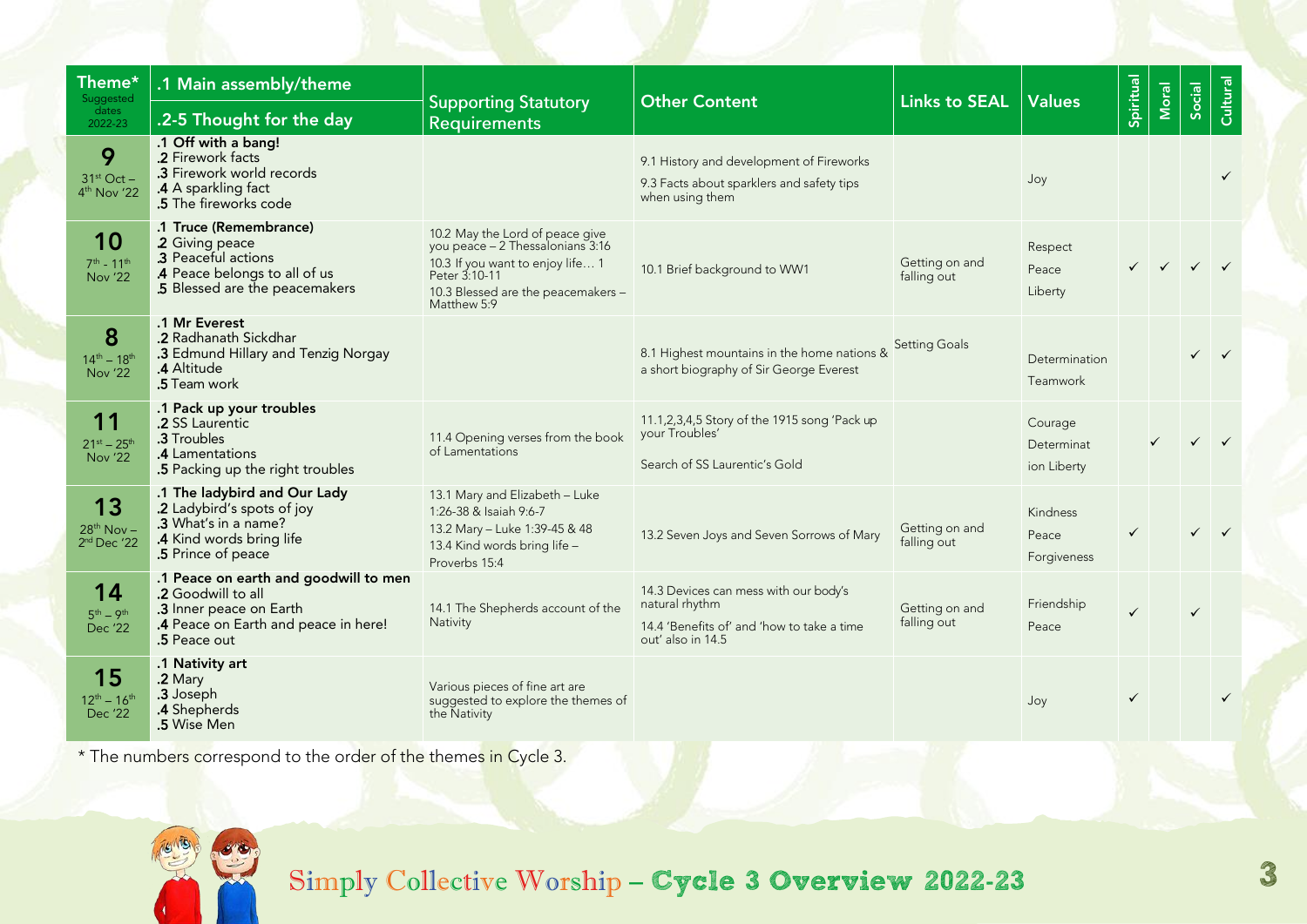| Theme* Suggested dates 2022-23 | .1 Main assembly/theme<br>.2-5 Thought for the day | Supporting Statutory Requirements | Other Content | Links to SEAL | Values | Spiritual | Moral | Social | Cultural |
|---|---|---|---|---|---|---|---|---|---|
| **9**<br>31st Oct – 4th Nov '22 | **.1 Off with a bang!**<br>.2 Firework facts<br>.3 Firework world records<br>.4 A sparkling fact<br>.5 The fireworks code | | 9.1 History and development of Fireworks<br>9.3 Facts about sparklers and safety tips when using them | | Joy | | | | ✓ |
| **10**<br>7th - 11th Nov '22 | **.1 Truce (Remembrance)**<br>.2 Giving peace<br>.3 Peaceful actions<br>.4 Peace belongs to all of us<br>.5 Blessed are the peacemakers | 10.2 May the Lord of peace give you peace – 2 Thessalonians 3:16<br>10.3 If you want to enjoy life… 1 Peter 3:10-11<br>10.3 Blessed are the peacemakers – Matthew 5:9 | 10.1 Brief background to WW1 | Getting on and falling out | Respect<br>Peace<br>Liberty | ✓ | ✓ | ✓ | ✓ |
| **8**<br>14th – 18th Nov '22 | **.1 Mr Everest**<br>.2 Radhanath Sickdhar<br>.3 Edmund Hillary and Tenzig Norgay<br>.4 Altitude<br>.5 Team work | | 8.1 Highest mountains in the home nations & a short biography of Sir George Everest | Setting Goals | Determination<br>Teamwork | | | ✓ | ✓ |
| **11**<br>21st – 25th Nov '22 | **.1 Pack up your troubles**<br>.2 SS Laurentic<br>.3 Troubles<br>.4 Lamentations<br>.5 Packing up the right troubles | 11.4 Opening verses from the book of Lamentations | 11.1,2,3,4,5 Story of the 1915 song 'Pack up your Troubles'<br>Search of SS Laurentic's Gold | | Courage<br>Determination Liberty | | ✓ | ✓ | ✓ |
| **13**<br>28th Nov – 2nd Dec '22 | **.1 The ladybird and Our Lady**<br>.2 Ladybird's spots of joy<br>.3 What's in a name?<br>.4 Kind words bring life<br>.5 Prince of peace | 13.1 Mary and Elizabeth – Luke 1:26-38 & Isaiah 9:6-7<br>13.2 Mary – Luke 1:39-45 & 48<br>13.4 Kind words bring life – Proverbs 15:4 | 13.2 Seven Joys and Seven Sorrows of Mary | Getting on and falling out | Kindness<br>Peace<br>Forgiveness | ✓ | | ✓ | ✓ |
| **14**<br>5th – 9th Dec '22 | **.1 Peace on earth and goodwill to men**<br>.2 Goodwill to all<br>.3 Inner peace on Earth<br>.4 Peace on Earth and peace in here!<br>.5 Peace out | 14.1 The Shepherds account of the Nativity | 14.3 Devices can mess with our body's natural rhythm<br>14.4 'Benefits of' and 'how to take a time out' also in 14.5 | Getting on and falling out | Friendship<br>Peace | ✓ | | ✓ | |
| **15**<br>12th – 16th Dec '22 | **.1 Nativity art**<br>.2 Mary<br>.3 Joseph<br>.4 Shepherds<br>.5 Wise Men | Various pieces of fine art are suggested to explore the themes of the Nativity | | | Joy | ✓ | | | ✓ |

\* The numbers correspond to the order of the themes in Cycle 3.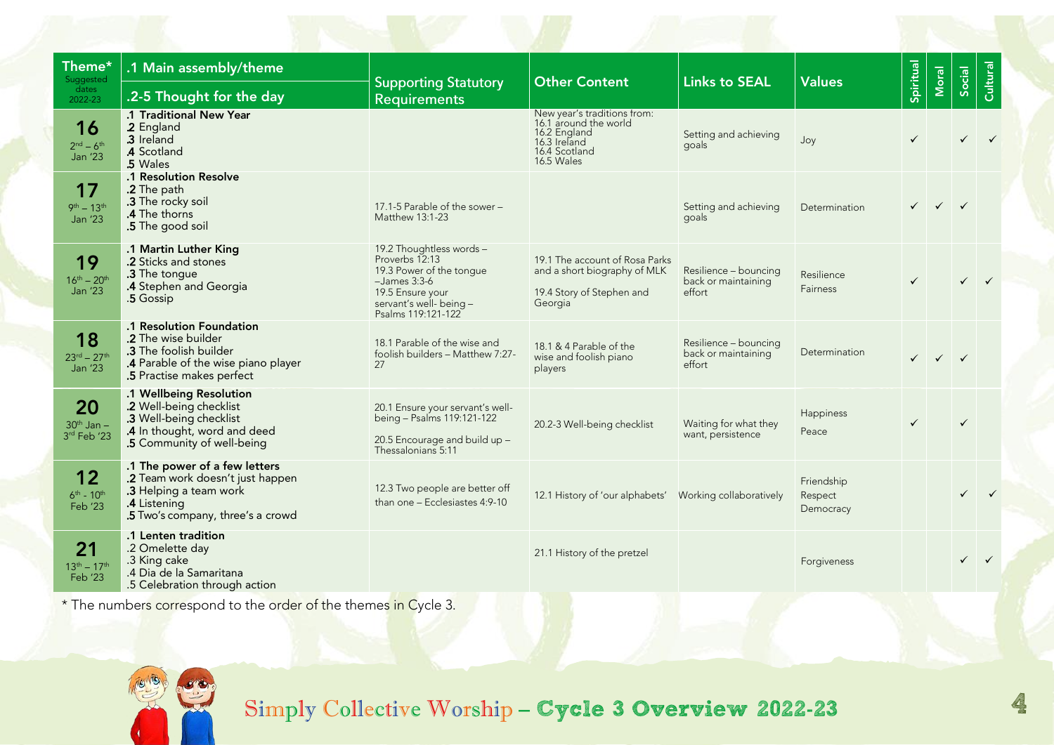| Theme* Suggested dates 2022-23 | .1 Main assembly/theme .2-5 Thought for the day | Supporting Statutory Requirements | Other Content | Links to SEAL | Values | Spiritual | Moral | Social | Cultural |
|---|---|---|---|---|---|---|---|---|---|
| **16** 2nd – 6th Jan '23 | **.1 Traditional New Year** .2 England .3 Ireland .4 Scotland .5 Wales | | New year's traditions from: 16.1 around the world 16.2 England 16.3 Ireland 16.4 Scotland 16.5 Wales | Setting and achieving goals | Joy | ✓ | | ✓ | ✓ |
| **17** 9th – 13th Jan '23 | **.1 Resolution Resolve** .2 The path .3 The rocky soil .4 The thorns .5 The good soil | 17.1-5 Parable of the sower – Matthew 13:1-23 | | Setting and achieving goals | Determination | ✓ | ✓ | ✓ | |
| **19** 16th – 20th Jan '23 | **.1 Martin Luther King** .2 Sticks and stones .3 The tongue .4 Stephen and Georgia .5 Gossip | 19.2 Thoughtless words – Proverbs 12:13 19.3 Power of the tongue –James 3:3-6 19.5 Ensure your servant's well- being – Psalms 119:121-122 | 19.1 The account of Rosa Parks and a short biography of MLK 19.4 Story of Stephen and Georgia | Resilience – bouncing back or maintaining effort | Resilience Fairness | ✓ | | ✓ | ✓ |
| **18** 23rd – 27th Jan '23 | **.1 Resolution Foundation** .2 The wise builder .3 The foolish builder .4 Parable of the wise piano player .5 Practise makes perfect | 18.1 Parable of the wise and foolish builders – Matthew 7:27-27 | 18.1 & 4 Parable of the wise and foolish piano players | Resilience – bouncing back or maintaining effort | Determination | ✓ | ✓ | ✓ | |
| **20** 30th Jan – 3rd Feb '23 | **.1 Wellbeing Resolution** .2 Well-being checklist .3 Well-being checklist .4 In thought, word and deed .5 Community of well-being | 20.1 Ensure your servant's well-being – Psalms 119:121-122 20.5 Encourage and build up – Thessalonians 5:11 | 20.2-3 Well-being checklist | Waiting for what they want, persistence | Happiness Peace | ✓ | | ✓ | |
| **12** 6th - 10th Feb '23 | **.1 The power of a few letters** .2 Team work doesn't just happen .3 Helping a team work .4 Listening .5 Two's company, three's a crowd | 12.3 Two people are better off than one – Ecclesiastes 4:9-10 | 12.1 History of 'our alphabets' | Working collaboratively | Friendship Respect Democracy | | | ✓ | ✓ |
| **21** 13th – 17th Feb '23 | **.1 Lenten tradition** .2 Omelette day .3 King cake .4 Dia de la Samaritana .5 Celebration through action | | 21.1 History of the pretzel | | Forgiveness | | | ✓ | ✓ |

\* The numbers correspond to the order of the themes in Cycle 3.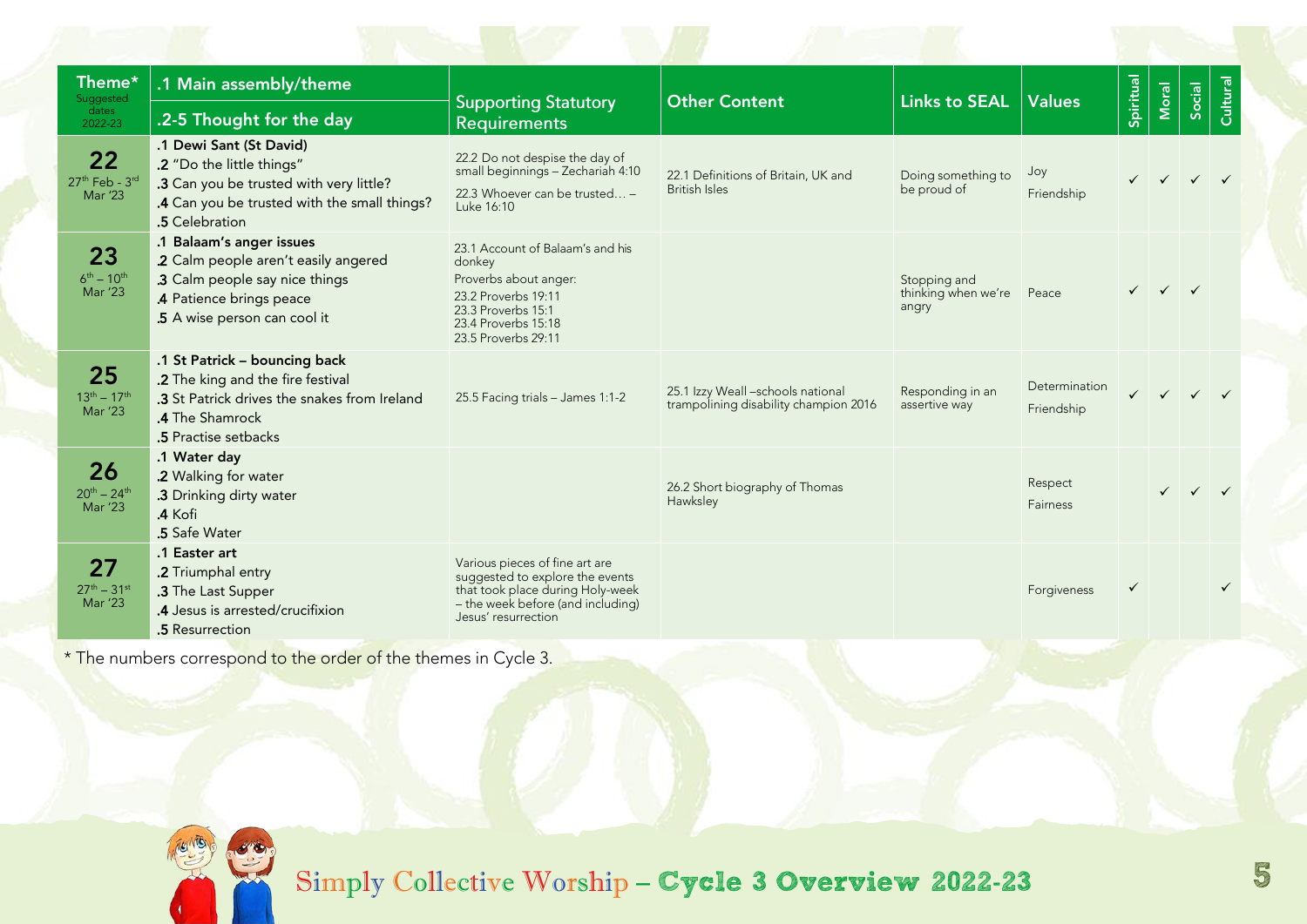| Theme* Suggested dates 2022-23 | .1 Main assembly/theme<br>.2-5 Thought for the day | Supporting Statutory Requirements | Other Content | Links to SEAL | Values | Spiritual | Moral | Social | Cultural |
|---|---|---|---|---|---|---|---|---|---|
| **22**<br>27th Feb - 3rd Mar '23 | **.1 Dewi Sant (St David)**<br>.2 "Do the little things"<br>.3 Can you be trusted with very little?<br>.4 Can you be trusted with the small things?<br>.5 Celebration | 22.2 Do not despise the day of small beginnings – Zechariah 4:10<br>22.3 Whoever can be trusted… – Luke 16:10 | 22.1 Definitions of Britain, UK and British Isles | Doing something to be proud of | Joy<br>Friendship | ✓ | ✓ | ✓ | ✓ |
| **23**<br>6th – 10th Mar '23 | **.1 Balaam's anger issues**<br>.2 Calm people aren't easily angered<br>.3 Calm people say nice things<br>.4 Patience brings peace<br>.5 A wise person can cool it | 23.1 Account of Balaam's and his donkey<br>Proverbs about anger:<br>23.2 Proverbs 19:11<br>23.3 Proverbs 15:1<br>23.4 Proverbs 15:18<br>23.5 Proverbs 29:11 | | Stopping and thinking when we're angry | Peace | ✓ | ✓ | ✓ | |
| **25**<br>13th – 17th Mar '23 | **.1 St Patrick – bouncing back**<br>.2 The king and the fire festival<br>.3 St Patrick drives the snakes from Ireland<br>.4 The Shamrock<br>.5 Practise setbacks | 25.5 Facing trials – James 1:1-2 | 25.1 Izzy Weall –schools national trampolining disability champion 2016 | Responding in an assertive way | Determination<br>Friendship | ✓ | ✓ | ✓ | ✓ |
| **26**<br>20th – 24th Mar '23 | **.1 Water day**<br>.2 Walking for water<br>.3 Drinking dirty water<br>.4 Kofi<br>.5 Safe Water | | 26.2 Short biography of Thomas Hawksley | | Respect<br>Fairness | | ✓ | ✓ | ✓ |
| **27**<br>27th – 31st Mar '23 | **.1 Easter art**<br>.2 Triumphal entry<br>.3 The Last Supper<br>.4 Jesus is arrested/crucifixion<br>.5 Resurrection | Various pieces of fine art are suggested to explore the events that took place during Holy-week – the week before (and including) Jesus' resurrection | | | Forgiveness | ✓ | | | ✓ |

* The numbers correspond to the order of the themes in Cycle 3.

Simply Collective Worship – **Cycle 3 Overview 2022-23**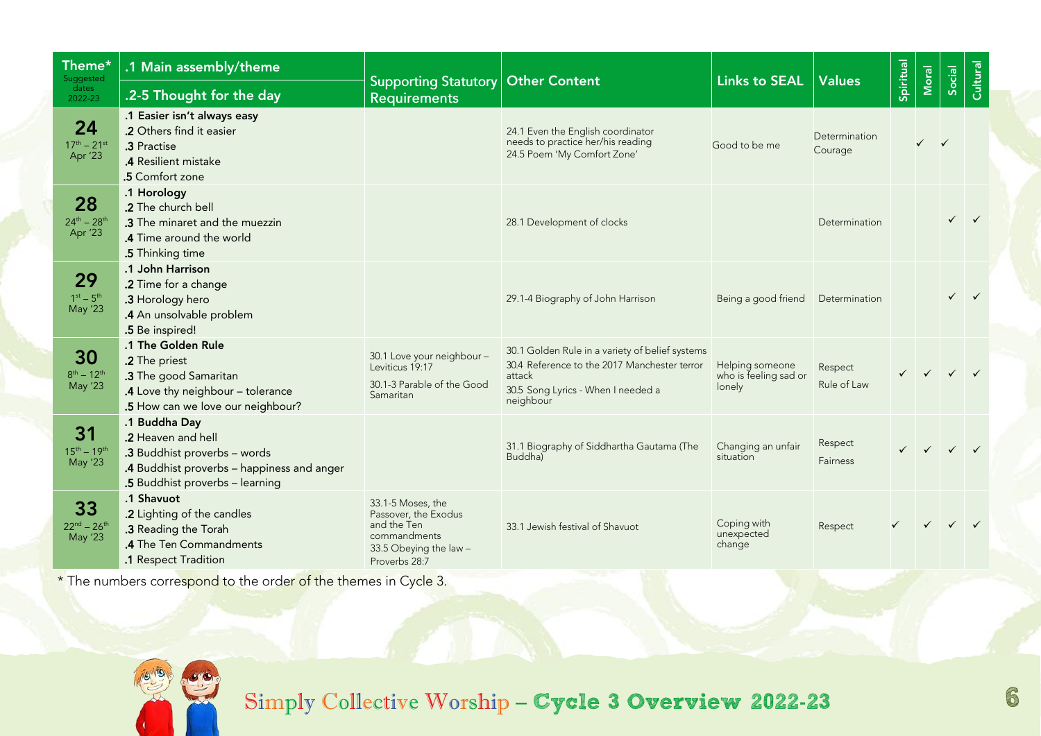| Theme* Suggested dates 2022-23 | .1 Main assembly/theme<br>.2-5 Thought for the day | Supporting Statutory Requirements | Other Content | Links to SEAL | Values | Spiritual | Moral | Social | Cultural |
|---|---|---|---|---|---|---|---|---|---|
| **24** 17th – 21st Apr '23 | **.1 Easier isn't always easy**<br>.2 Others find it easier<br>.3 Practise<br>.4 Resilient mistake<br>.5 Comfort zone | | 24.1 Even the English coordinator needs to practice her/his reading<br>24.5 Poem 'My Comfort Zone' | Good to be me | Determination<br>Courage | | ✓ | ✓ | |
| **28** 24th – 28th Apr '23 | **.1 Horology**<br>.2 The church bell<br>.3 The minaret and the muezzin<br>.4 Time around the world<br>.5 Thinking time | | 28.1 Development of clocks | | Determination | | | ✓ | ✓ |
| **29** 1st – 5th May '23 | **.1 John Harrison**<br>.2 Time for a change<br>.3 Horology hero<br>.4 An unsolvable problem<br>.5 Be inspired! | | 29.1-4 Biography of John Harrison | Being a good friend | Determination | | | ✓ | ✓ |
| **30** 8th – 12th May '23 | **.1 The Golden Rule**<br>.2 The priest<br>.3 The good Samaritan<br>.4 Love thy neighbour – tolerance<br>.5 How can we love our neighbour? | 30.1 Love your neighbour – Leviticus 19:17<br>30.1-3 Parable of the Good Samaritan | 30.1 Golden Rule in a variety of belief systems<br>30.4 Reference to the 2017 Manchester terror attack<br>30.5 Song Lyrics - When I needed a neighbour | Helping someone who is feeling sad or lonely | Respect<br>Rule of Law | ✓ | ✓ | ✓ | ✓ |
| **31** 15th – 19th May '23 | **.1 Buddha Day**<br>.2 Heaven and hell<br>.3 Buddhist proverbs – words<br>.4 Buddhist proverbs – happiness and anger<br>.5 Buddhist proverbs – learning | | 31.1 Biography of Siddhartha Gautama (The Buddha) | Changing an unfair situation | Respect<br>Fairness | ✓ | ✓ | ✓ | ✓ |
| **33** 22nd – 26th May '23 | **.1 Shavuot**<br>.2 Lighting of the candles<br>.3 Reading the Torah<br>.4 The Ten Commandments<br>.1 Respect Tradition | 33.1-5 Moses, the Passover, the Exodus and the Ten commandments<br>33.5 Obeying the law – Proverbs 28:7 | 33.1 Jewish festival of Shavuot | Coping with unexpected change | Respect | ✓ | ✓ | ✓ | ✓ |

* The numbers correspond to the order of the themes in Cycle 3.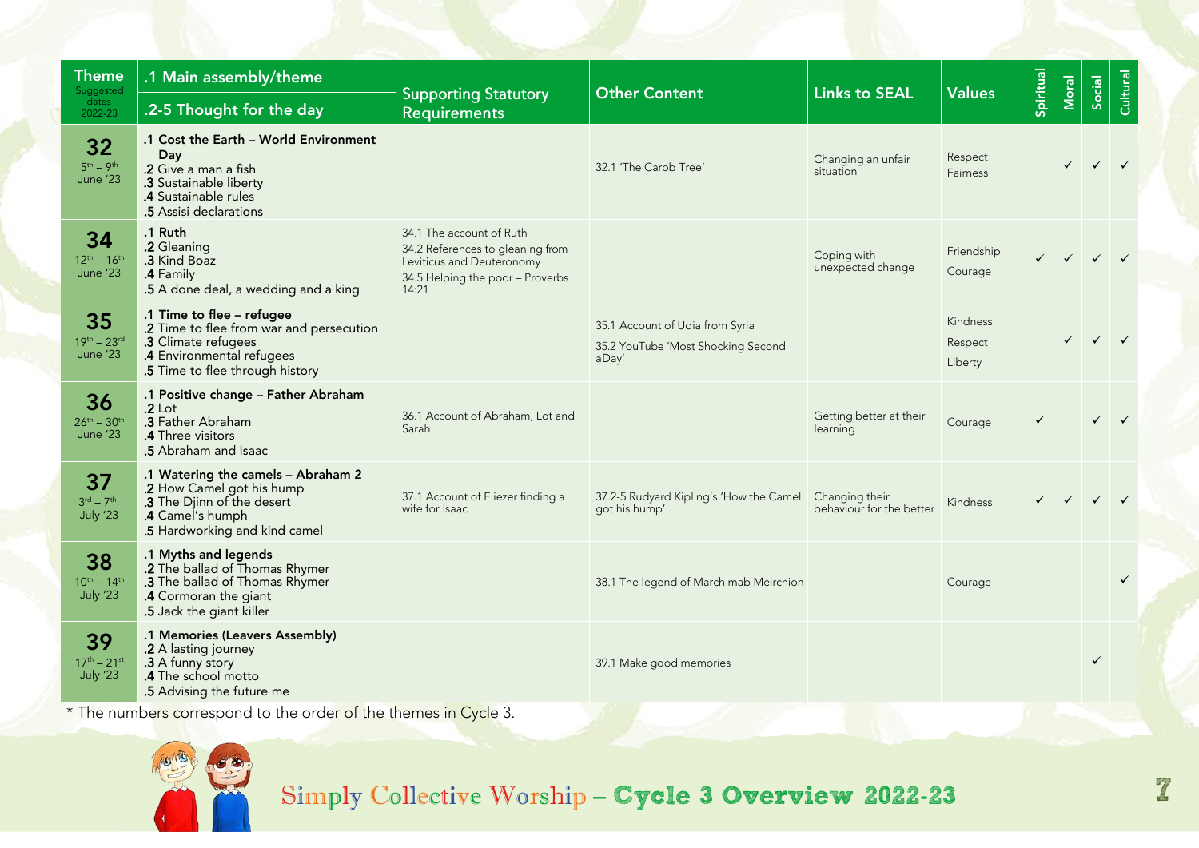| Theme Suggested dates 2022-23 | .1 Main assembly/theme .2-5 Thought for the day | Supporting Statutory Requirements | Other Content | Links to SEAL | Values | Spiritual | Moral | Social | Cultural |
|---|---|---|---|---|---|---|---|---|---|
| **32** 5th – 9th June '23 | **.1 Cost the Earth – World Environment Day** .2 Give a man a fish .3 Sustainable liberty .4 Sustainable rules .5 Assisi declarations | | 32.1 'The Carob Tree' | Changing an unfair situation | Respect Fairness | | ✓ | ✓ | ✓ |
| **34** 12th – 16th June '23 | **.1 Ruth** .2 Gleaning .3 Kind Boaz .4 Family .5 A done deal, a wedding and a king | 34.1 The account of Ruth 34.2 References to gleaning from Leviticus and Deuteronomy 34.5 Helping the poor – Proverbs 14:21 | | Coping with unexpected change | Friendship Courage | ✓ | ✓ | ✓ | ✓ |
| **35** 19th – 23rd June '23 | **.1 Time to flee – refugee** .2 Time to flee from war and persecution .3 Climate refugees .4 Environmental refugees .5 Time to flee through history | | 35.1 Account of Udia from Syria 35.2 YouTube 'Most Shocking Second aDay' | | Kindness Respect Liberty | | ✓ | ✓ | ✓ |
| **36** 26th – 30th June '23 | **.1 Positive change – Father Abraham** .2 Lot .3 Father Abraham .4 Three visitors .5 Abraham and Isaac | 36.1 Account of Abraham, Lot and Sarah | | Getting better at their learning | Courage | ✓ | | ✓ | ✓ |
| **37** 3rd – 7th July '23 | **.1 Watering the camels – Abraham 2** .2 How Camel got his hump .3 The Djinn of the desert .4 Camel's humph .5 Hardworking and kind camel | 37.1 Account of Eliezer finding a wife for Isaac | 37.2-5 Rudyard Kipling's 'How the Camel got his hump' | Changing their behaviour for the better | Kindness | ✓ | ✓ | ✓ | ✓ |
| **38** 10th – 14th July '23 | **.1 Myths and legends** .2 The ballad of Thomas Rhymer .3 The ballad of Thomas Rhymer .4 Cormoran the giant .5 Jack the giant killer | | 38.1 The legend of March mab Meirchion | | Courage | | | | ✓ |
| **39** 17th – 21st July '23 | **.1 Memories (Leavers Assembly)** .2 A lasting journey .3 A funny story .4 The school motto .5 Advising the future me | | 39.1 Make good memories | | | | | ✓ | |

\* The numbers correspond to the order of the themes in Cycle 3.

Simply Collective Worship – Cycle 3 Overview 2022-23